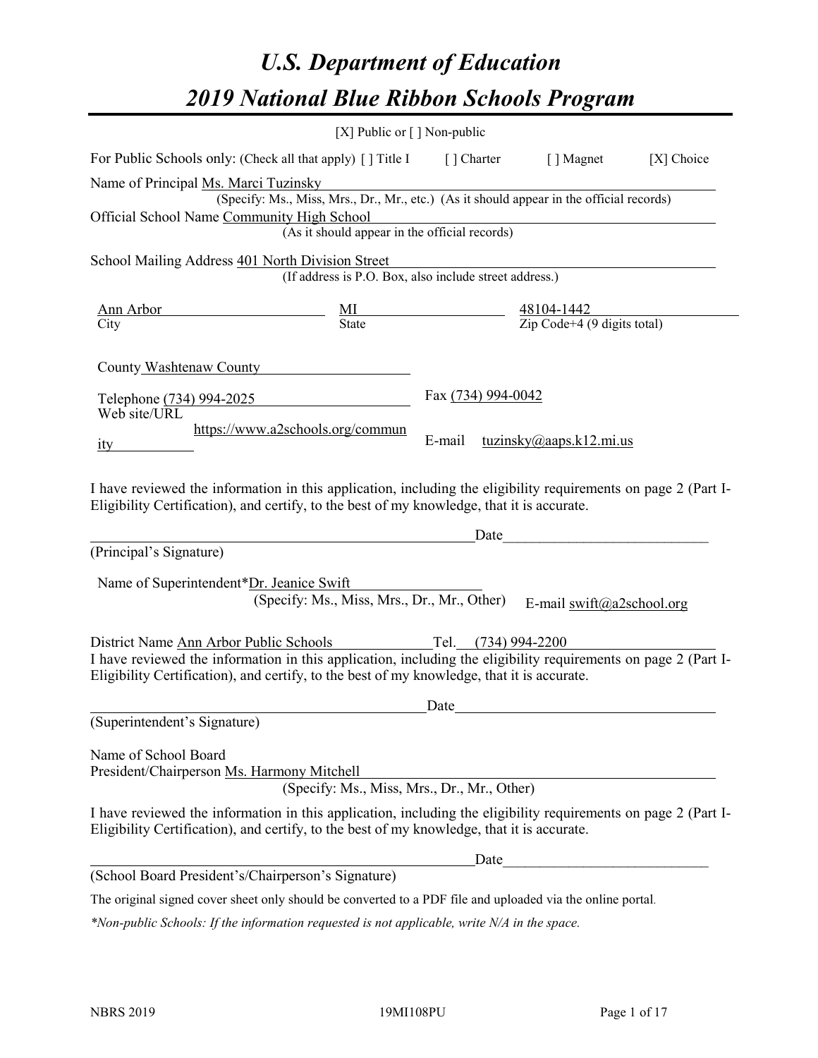# *U.S. Department of Education*

# *2019 National Blue Ribbon Schools Program*

[X] Public or [ ] Non-public

For Public Schools only: (Check all that apply) [ ] Title I [ ] Charter [ ] Magnet [X] Choice

Name of Principal Ms. Marci Tuzinsky
(Specify: Ms., Miss, Mrs., Dr., Mr., etc.) (As it should appear in the official records)

Official School Name Community High School
(As it should appear in the official records)

School Mailing Address 401 North Division Street
(If address is P.O. Box, also include street address.)

| Ann Arbor | MI | 48104-1442 |
|---|---|---|
| City | State | Zip Code+4 (9 digits total) |

County Washtenaw County

Telephone (734) 994-2025 Fax (734) 994-0042

Web site/URL https://www.a2schools.org/community E-mail tuzinsky@aaps.k12.mi.us

I have reviewed the information in this application, including the eligibility requirements on page 2 (Part I-Eligibility Certification), and certify, to the best of my knowledge, that it is accurate.

_____________________________________________ Date_________________________

(Principal's Signature)

Name of Superintendent*Dr. Jeanice Swift
(Specify: Ms., Miss, Mrs., Dr., Mr., Other) E-mail swift@a2school.org

District Name Ann Arbor Public Schools Tel. (734) 994-2200

I have reviewed the information in this application, including the eligibility requirements on page 2 (Part I-Eligibility Certification), and certify, to the best of my knowledge, that it is accurate.

_____________________________________________ Date_________________________

(Superintendent's Signature)

Name of School Board
President/Chairperson Ms. Harmony Mitchell
(Specify: Ms., Miss, Mrs., Dr., Mr., Other)

I have reviewed the information in this application, including the eligibility requirements on page 2 (Part I-Eligibility Certification), and certify, to the best of my knowledge, that it is accurate.

_____________________________________________ Date_________________________

(School Board President's/Chairperson's Signature)

The original signed cover sheet only should be converted to a PDF file and uploaded via the online portal.

*\*Non-public Schools: If the information requested is not applicable, write N/A in the space.*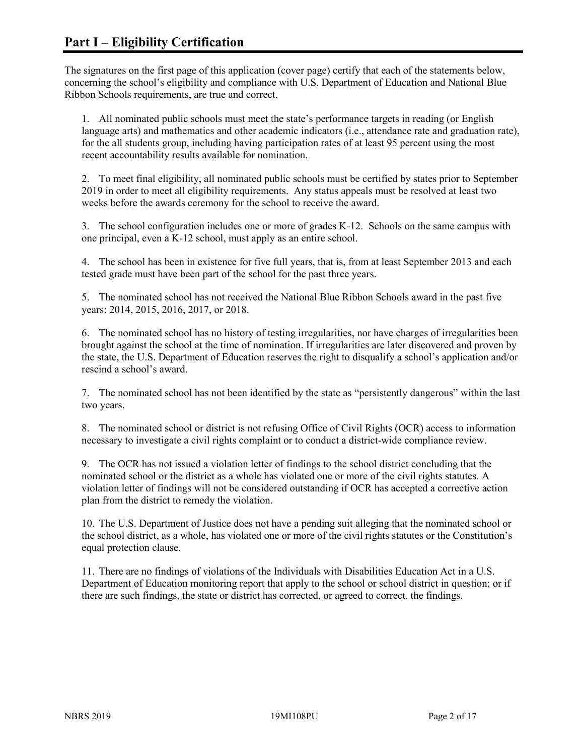# Part I – Eligibility Certification

The signatures on the first page of this application (cover page) certify that each of the statements below, concerning the school's eligibility and compliance with U.S. Department of Education and National Blue Ribbon Schools requirements, are true and correct.

1. All nominated public schools must meet the state's performance targets in reading (or English language arts) and mathematics and other academic indicators (i.e., attendance rate and graduation rate), for the all students group, including having participation rates of at least 95 percent using the most recent accountability results available for nomination.

2. To meet final eligibility, all nominated public schools must be certified by states prior to September 2019 in order to meet all eligibility requirements. Any status appeals must be resolved at least two weeks before the awards ceremony for the school to receive the award.

3. The school configuration includes one or more of grades K-12. Schools on the same campus with one principal, even a K-12 school, must apply as an entire school.

4. The school has been in existence for five full years, that is, from at least September 2013 and each tested grade must have been part of the school for the past three years.

5. The nominated school has not received the National Blue Ribbon Schools award in the past five years: 2014, 2015, 2016, 2017, or 2018.

6. The nominated school has no history of testing irregularities, nor have charges of irregularities been brought against the school at the time of nomination. If irregularities are later discovered and proven by the state, the U.S. Department of Education reserves the right to disqualify a school's application and/or rescind a school's award.

7. The nominated school has not been identified by the state as "persistently dangerous" within the last two years.

8. The nominated school or district is not refusing Office of Civil Rights (OCR) access to information necessary to investigate a civil rights complaint or to conduct a district-wide compliance review.

9. The OCR has not issued a violation letter of findings to the school district concluding that the nominated school or the district as a whole has violated one or more of the civil rights statutes. A violation letter of findings will not be considered outstanding if OCR has accepted a corrective action plan from the district to remedy the violation.

10. The U.S. Department of Justice does not have a pending suit alleging that the nominated school or the school district, as a whole, has violated one or more of the civil rights statutes or the Constitution's equal protection clause.

11. There are no findings of violations of the Individuals with Disabilities Education Act in a U.S. Department of Education monitoring report that apply to the school or school district in question; or if there are such findings, the state or district has corrected, or agreed to correct, the findings.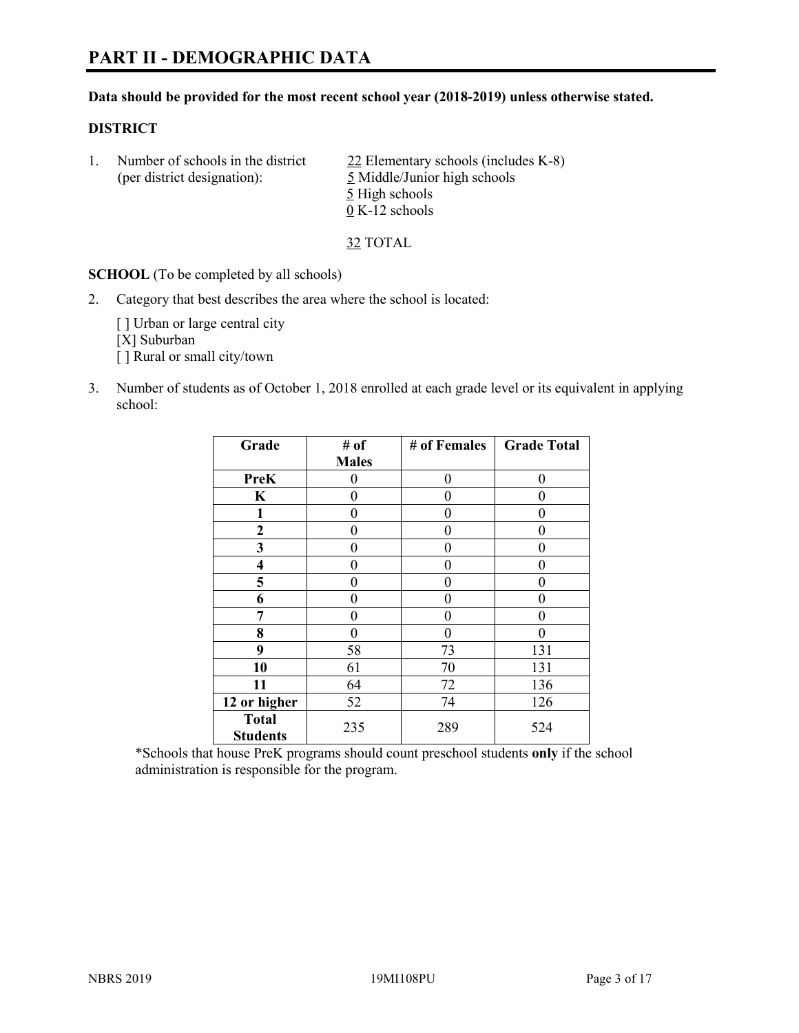# PART II - DEMOGRAPHIC DATA

**Data should be provided for the most recent school year (2018-2019) unless otherwise stated.**

## DISTRICT

1. Number of schools in the district (per district designation):
   - 22 Elementary schools (includes K-8)
   - 5 Middle/Junior high schools
   - 5 High schools
   - 0 K-12 schools

   32 TOTAL

**SCHOOL** (To be completed by all schools)

2. Category that best describes the area where the school is located:

   [ ] Urban or large central city
   [X] Suburban
   [ ] Rural or small city/town

3. Number of students as of October 1, 2018 enrolled at each grade level or its equivalent in applying school:

| Grade | # of Males | # of Females | Grade Total |
|---|---|---|---|
| **PreK** | 0 | 0 | 0 |
| **K** | 0 | 0 | 0 |
| **1** | 0 | 0 | 0 |
| **2** | 0 | 0 | 0 |
| **3** | 0 | 0 | 0 |
| **4** | 0 | 0 | 0 |
| **5** | 0 | 0 | 0 |
| **6** | 0 | 0 | 0 |
| **7** | 0 | 0 | 0 |
| **8** | 0 | 0 | 0 |
| **9** | 58 | 73 | 131 |
| **10** | 61 | 70 | 131 |
| **11** | 64 | 72 | 136 |
| **12 or higher** | 52 | 74 | 126 |
| **Total Students** | 235 | 289 | 524 |

*Schools that house PreK programs should count preschool students **only** if the school administration is responsible for the program.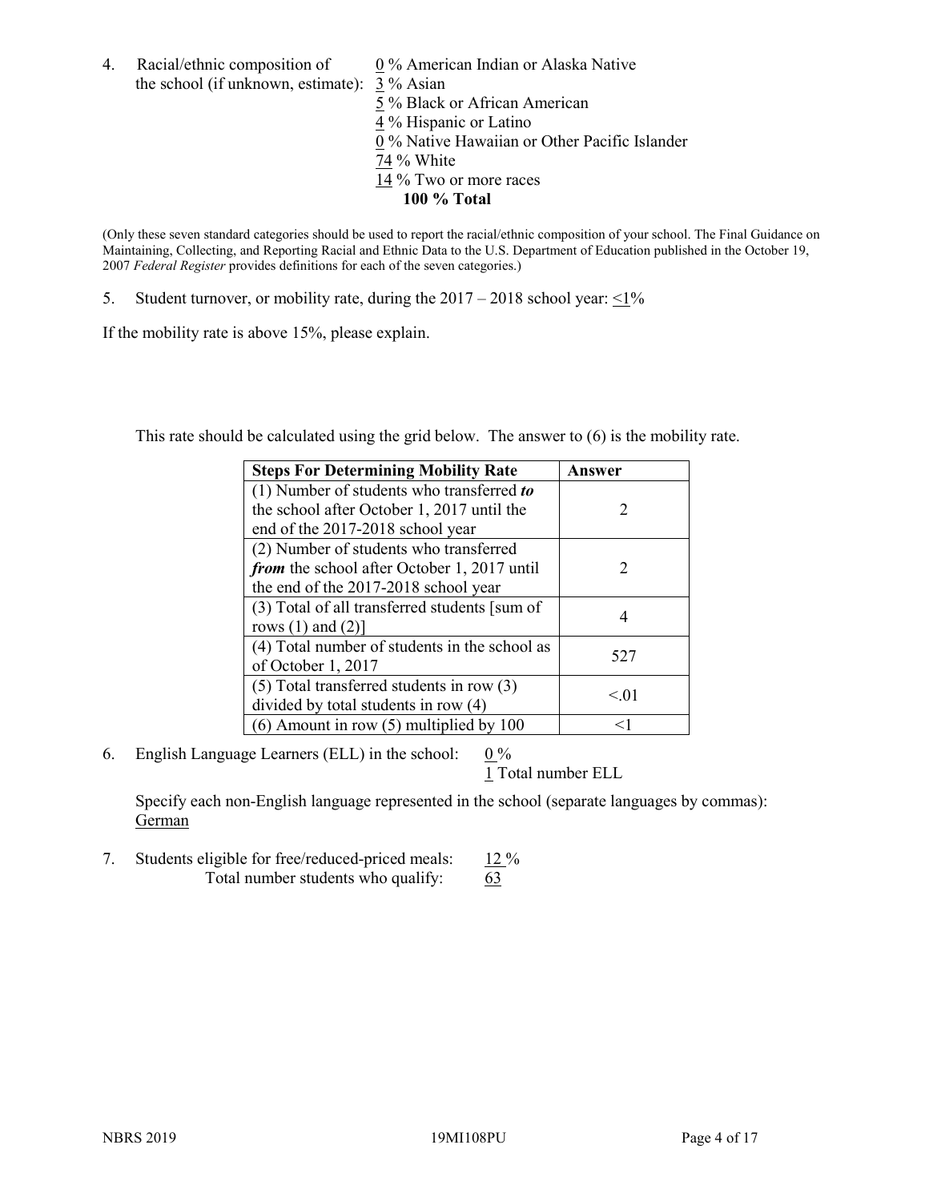4. Racial/ethnic composition of the school (if unknown, estimate):
   0 % American Indian or Alaska Native
   3 % Asian
   5 % Black or African American
   4 % Hispanic or Latino
   0 % Native Hawaiian or Other Pacific Islander
   74 % White
   14 % Two or more races
   **100 % Total**

(Only these seven standard categories should be used to report the racial/ethnic composition of your school. The Final Guidance on Maintaining, Collecting, and Reporting Racial and Ethnic Data to the U.S. Department of Education published in the October 19, 2007 *Federal Register* provides definitions for each of the seven categories.)

5. Student turnover, or mobility rate, during the 2017 – 2018 school year: <1%

If the mobility rate is above 15%, please explain.

This rate should be calculated using the grid below. The answer to (6) is the mobility rate.

| **Steps For Determining Mobility Rate** | **Answer** |
|---|---|
| (1) Number of students who transferred ***to*** the school after October 1, 2017 until the end of the 2017-2018 school year | 2 |
| (2) Number of students who transferred ***from*** the school after October 1, 2017 until the end of the 2017-2018 school year | 2 |
| (3) Total of all transferred students [sum of rows (1) and (2)] | 4 |
| (4) Total number of students in the school as of October 1, 2017 | 527 |
| (5) Total transferred students in row (3) divided by total students in row (4) | <.01 |
| (6) Amount in row (5) multiplied by 100 | <1 |

6. English Language Learners (ELL) in the school: 0 %
   1 Total number ELL

   Specify each non-English language represented in the school (separate languages by commas): German

7. Students eligible for free/reduced-priced meals: 12 %
   Total number students who qualify: 63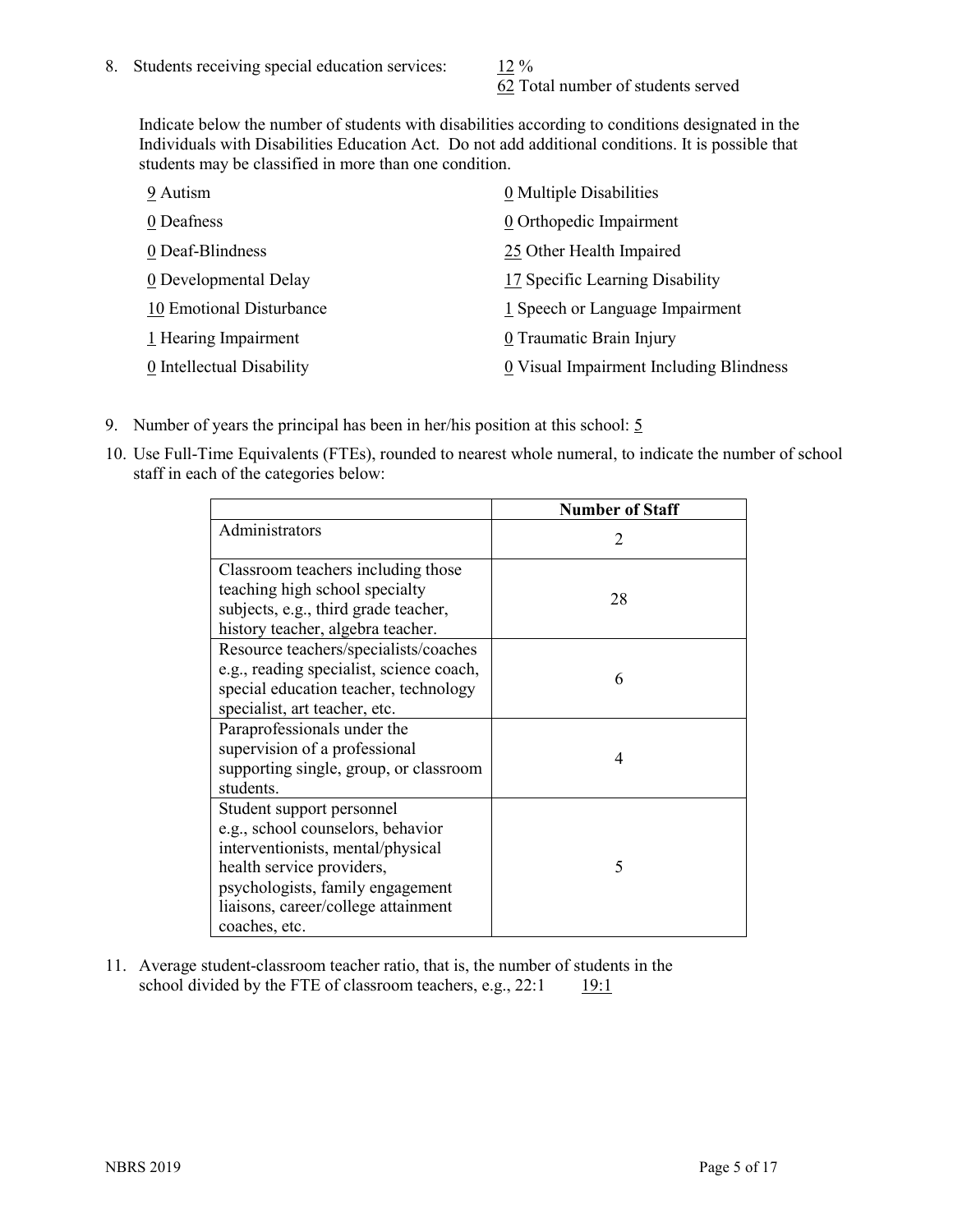8. Students receiving special education services: 12 %
62 Total number of students served

Indicate below the number of students with disabilities according to conditions designated in the Individuals with Disabilities Education Act. Do not add additional conditions. It is possible that students may be classified in more than one condition.

| | |
|---|---|
| 9 Autism | 0 Multiple Disabilities |
| 0 Deafness | 0 Orthopedic Impairment |
| 0 Deaf-Blindness | 25 Other Health Impaired |
| 0 Developmental Delay | 17 Specific Learning Disability |
| 10 Emotional Disturbance | 1 Speech or Language Impairment |
| 1 Hearing Impairment | 0 Traumatic Brain Injury |
| 0 Intellectual Disability | 0 Visual Impairment Including Blindness |

9. Number of years the principal has been in her/his position at this school: 5

10. Use Full-Time Equivalents (FTEs), rounded to nearest whole numeral, to indicate the number of school staff in each of the categories below:

| | Number of Staff |
|---|---|
| Administrators | 2 |
| Classroom teachers including those teaching high school specialty subjects, e.g., third grade teacher, history teacher, algebra teacher. | 28 |
| Resource teachers/specialists/coaches e.g., reading specialist, science coach, special education teacher, technology specialist, art teacher, etc. | 6 |
| Paraprofessionals under the supervision of a professional supporting single, group, or classroom students. | 4 |
| Student support personnel e.g., school counselors, behavior interventionists, mental/physical health service providers, psychologists, family engagement liaisons, career/college attainment coaches, etc. | 5 |

11. Average student-classroom teacher ratio, that is, the number of students in the school divided by the FTE of classroom teachers, e.g., 22:1 19:1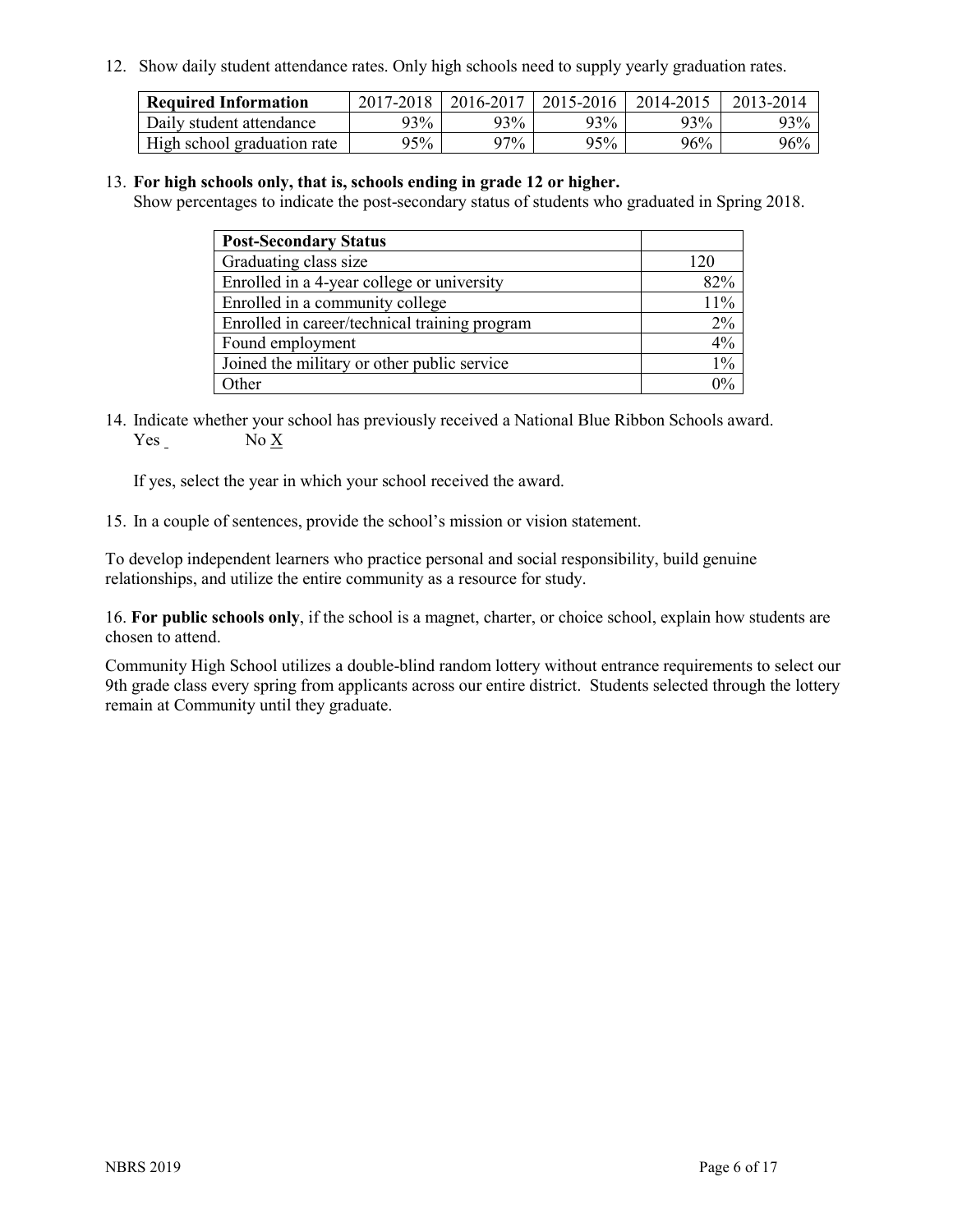12. Show daily student attendance rates. Only high schools need to supply yearly graduation rates.

| Required Information | 2017-2018 | 2016-2017 | 2015-2016 | 2014-2015 | 2013-2014 |
|---|---|---|---|---|---|
| Daily student attendance | 93% | 93% | 93% | 93% | 93% |
| High school graduation rate | 95% | 97% | 95% | 96% | 96% |

13. **For high schools only, that is, schools ending in grade 12 or higher.**
Show percentages to indicate the post-secondary status of students who graduated in Spring 2018.

| Post-Secondary Status | |
|---|---|
| Graduating class size | 120 |
| Enrolled in a 4-year college or university | 82% |
| Enrolled in a community college | 11% |
| Enrolled in career/technical training program | 2% |
| Found employment | 4% |
| Joined the military or other public service | 1% |
| Other | 0% |

14. Indicate whether your school has previously received a National Blue Ribbon Schools award.
Yes _ No X

If yes, select the year in which your school received the award.

15. In a couple of sentences, provide the school's mission or vision statement.

To develop independent learners who practice personal and social responsibility, build genuine relationships, and utilize the entire community as a resource for study.

16. **For public schools only**, if the school is a magnet, charter, or choice school, explain how students are chosen to attend.

Community High School utilizes a double-blind random lottery without entrance requirements to select our 9th grade class every spring from applicants across our entire district. Students selected through the lottery remain at Community until they graduate.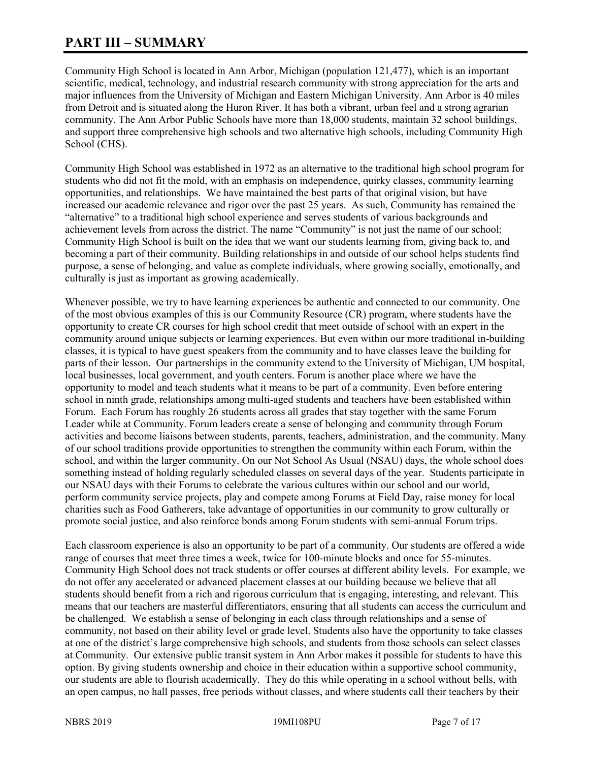# PART III – SUMMARY

Community High School is located in Ann Arbor, Michigan (population 121,477), which is an important scientific, medical, technology, and industrial research community with strong appreciation for the arts and major influences from the University of Michigan and Eastern Michigan University. Ann Arbor is 40 miles from Detroit and is situated along the Huron River. It has both a vibrant, urban feel and a strong agrarian community. The Ann Arbor Public Schools have more than 18,000 students, maintain 32 school buildings, and support three comprehensive high schools and two alternative high schools, including Community High School (CHS).

Community High School was established in 1972 as an alternative to the traditional high school program for students who did not fit the mold, with an emphasis on independence, quirky classes, community learning opportunities, and relationships. We have maintained the best parts of that original vision, but have increased our academic relevance and rigor over the past 25 years. As such, Community has remained the "alternative" to a traditional high school experience and serves students of various backgrounds and achievement levels from across the district. The name "Community" is not just the name of our school; Community High School is built on the idea that we want our students learning from, giving back to, and becoming a part of their community. Building relationships in and outside of our school helps students find purpose, a sense of belonging, and value as complete individuals, where growing socially, emotionally, and culturally is just as important as growing academically.

Whenever possible, we try to have learning experiences be authentic and connected to our community. One of the most obvious examples of this is our Community Resource (CR) program, where students have the opportunity to create CR courses for high school credit that meet outside of school with an expert in the community around unique subjects or learning experiences. But even within our more traditional in-building classes, it is typical to have guest speakers from the community and to have classes leave the building for parts of their lesson. Our partnerships in the community extend to the University of Michigan, UM hospital, local businesses, local government, and youth centers. Forum is another place where we have the opportunity to model and teach students what it means to be part of a community. Even before entering school in ninth grade, relationships among multi-aged students and teachers have been established within Forum. Each Forum has roughly 26 students across all grades that stay together with the same Forum Leader while at Community. Forum leaders create a sense of belonging and community through Forum activities and become liaisons between students, parents, teachers, administration, and the community. Many of our school traditions provide opportunities to strengthen the community within each Forum, within the school, and within the larger community. On our Not School As Usual (NSAU) days, the whole school does something instead of holding regularly scheduled classes on several days of the year. Students participate in our NSAU days with their Forums to celebrate the various cultures within our school and our world, perform community service projects, play and compete among Forums at Field Day, raise money for local charities such as Food Gatherers, take advantage of opportunities in our community to grow culturally or promote social justice, and also reinforce bonds among Forum students with semi-annual Forum trips.

Each classroom experience is also an opportunity to be part of a community. Our students are offered a wide range of courses that meet three times a week, twice for 100-minute blocks and once for 55-minutes. Community High School does not track students or offer courses at different ability levels. For example, we do not offer any accelerated or advanced placement classes at our building because we believe that all students should benefit from a rich and rigorous curriculum that is engaging, interesting, and relevant. This means that our teachers are masterful differentiators, ensuring that all students can access the curriculum and be challenged. We establish a sense of belonging in each class through relationships and a sense of community, not based on their ability level or grade level. Students also have the opportunity to take classes at one of the district's large comprehensive high schools, and students from those schools can select classes at Community. Our extensive public transit system in Ann Arbor makes it possible for students to have this option. By giving students ownership and choice in their education within a supportive school community, our students are able to flourish academically. They do this while operating in a school without bells, with an open campus, no hall passes, free periods without classes, and where students call their teachers by their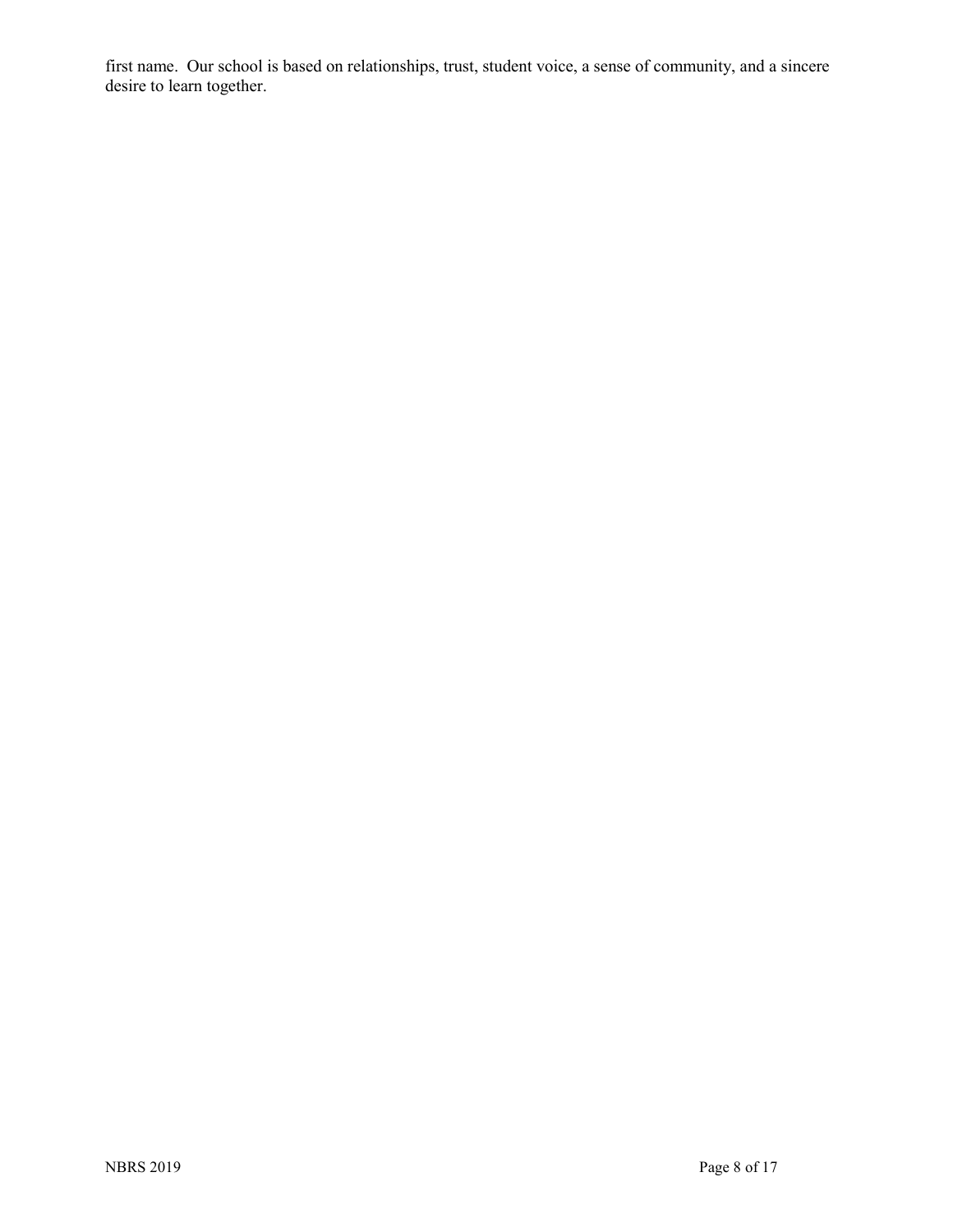first name. Our school is based on relationships, trust, student voice, a sense of community, and a sincere desire to learn together.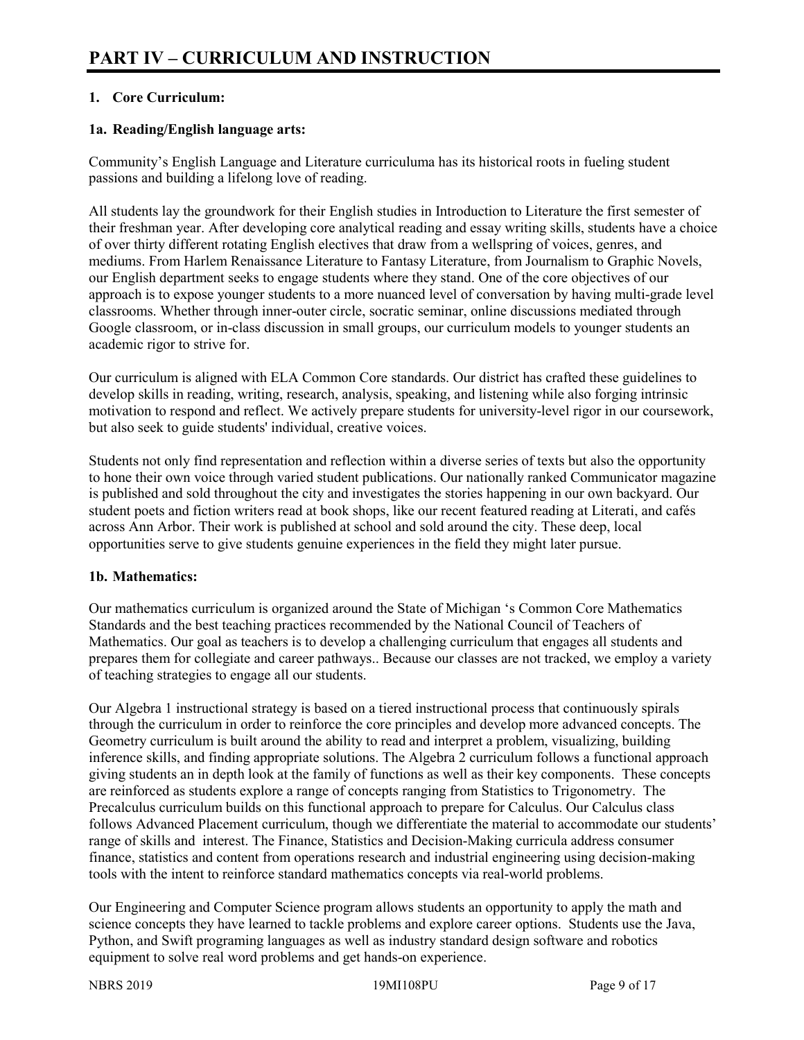# PART IV – CURRICULUM AND INSTRUCTION

## 1. Core Curriculum:

### 1a. Reading/English language arts:

Community's English Language and Literature curriculuma has its historical roots in fueling student passions and building a lifelong love of reading.

All students lay the groundwork for their English studies in Introduction to Literature the first semester of their freshman year. After developing core analytical reading and essay writing skills, students have a choice of over thirty different rotating English electives that draw from a wellspring of voices, genres, and mediums. From Harlem Renaissance Literature to Fantasy Literature, from Journalism to Graphic Novels, our English department seeks to engage students where they stand. One of the core objectives of our approach is to expose younger students to a more nuanced level of conversation by having multi-grade level classrooms. Whether through inner-outer circle, socratic seminar, online discussions mediated through Google classroom, or in-class discussion in small groups, our curriculum models to younger students an academic rigor to strive for.

Our curriculum is aligned with ELA Common Core standards. Our district has crafted these guidelines to develop skills in reading, writing, research, analysis, speaking, and listening while also forging intrinsic motivation to respond and reflect. We actively prepare students for university-level rigor in our coursework, but also seek to guide students' individual, creative voices.

Students not only find representation and reflection within a diverse series of texts but also the opportunity to hone their own voice through varied student publications. Our nationally ranked Communicator magazine is published and sold throughout the city and investigates the stories happening in our own backyard. Our student poets and fiction writers read at book shops, like our recent featured reading at Literati, and cafés across Ann Arbor. Their work is published at school and sold around the city. These deep, local opportunities serve to give students genuine experiences in the field they might later pursue.

### 1b. Mathematics:

Our mathematics curriculum is organized around the State of Michigan 's Common Core Mathematics Standards and the best teaching practices recommended by the National Council of Teachers of Mathematics. Our goal as teachers is to develop a challenging curriculum that engages all students and prepares them for collegiate and career pathways.. Because our classes are not tracked, we employ a variety of teaching strategies to engage all our students.

Our Algebra 1 instructional strategy is based on a tiered instructional process that continuously spirals through the curriculum in order to reinforce the core principles and develop more advanced concepts. The Geometry curriculum is built around the ability to read and interpret a problem, visualizing, building inference skills, and finding appropriate solutions. The Algebra 2 curriculum follows a functional approach giving students an in depth look at the family of functions as well as their key components. These concepts are reinforced as students explore a range of concepts ranging from Statistics to Trigonometry. The Precalculus curriculum builds on this functional approach to prepare for Calculus. Our Calculus class follows Advanced Placement curriculum, though we differentiate the material to accommodate our students' range of skills and interest. The Finance, Statistics and Decision-Making curricula address consumer finance, statistics and content from operations research and industrial engineering using decision-making tools with the intent to reinforce standard mathematics concepts via real-world problems.

Our Engineering and Computer Science program allows students an opportunity to apply the math and science concepts they have learned to tackle problems and explore career options. Students use the Java, Python, and Swift programing languages as well as industry standard design software and robotics equipment to solve real word problems and get hands-on experience.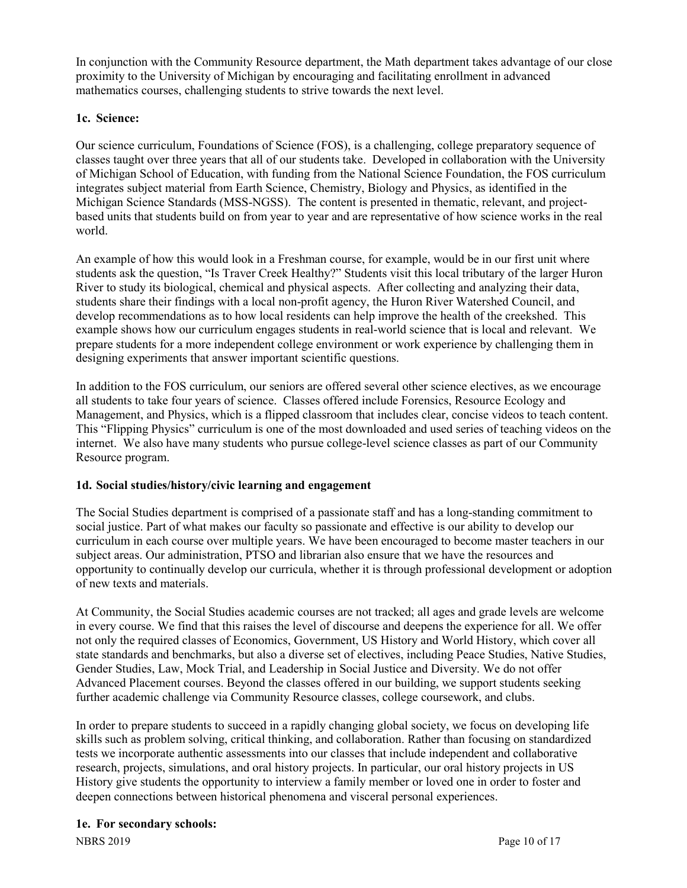In conjunction with the Community Resource department, the Math department takes advantage of our close proximity to the University of Michigan by encouraging and facilitating enrollment in advanced mathematics courses, challenging students to strive towards the next level.

**1c. Science:**

Our science curriculum, Foundations of Science (FOS), is a challenging, college preparatory sequence of classes taught over three years that all of our students take. Developed in collaboration with the University of Michigan School of Education, with funding from the National Science Foundation, the FOS curriculum integrates subject material from Earth Science, Chemistry, Biology and Physics, as identified in the Michigan Science Standards (MSS-NGSS). The content is presented in thematic, relevant, and project-based units that students build on from year to year and are representative of how science works in the real world.

An example of how this would look in a Freshman course, for example, would be in our first unit where students ask the question, "Is Traver Creek Healthy?" Students visit this local tributary of the larger Huron River to study its biological, chemical and physical aspects. After collecting and analyzing their data, students share their findings with a local non-profit agency, the Huron River Watershed Council, and develop recommendations as to how local residents can help improve the health of the creekshed. This example shows how our curriculum engages students in real-world science that is local and relevant. We prepare students for a more independent college environment or work experience by challenging them in designing experiments that answer important scientific questions.

In addition to the FOS curriculum, our seniors are offered several other science electives, as we encourage all students to take four years of science. Classes offered include Forensics, Resource Ecology and Management, and Physics, which is a flipped classroom that includes clear, concise videos to teach content. This "Flipping Physics" curriculum is one of the most downloaded and used series of teaching videos on the internet. We also have many students who pursue college-level science classes as part of our Community Resource program.

**1d. Social studies/history/civic learning and engagement**

The Social Studies department is comprised of a passionate staff and has a long-standing commitment to social justice. Part of what makes our faculty so passionate and effective is our ability to develop our curriculum in each course over multiple years. We have been encouraged to become master teachers in our subject areas. Our administration, PTSO and librarian also ensure that we have the resources and opportunity to continually develop our curricula, whether it is through professional development or adoption of new texts and materials.

At Community, the Social Studies academic courses are not tracked; all ages and grade levels are welcome in every course. We find that this raises the level of discourse and deepens the experience for all. We offer not only the required classes of Economics, Government, US History and World History, which cover all state standards and benchmarks, but also a diverse set of electives, including Peace Studies, Native Studies, Gender Studies, Law, Mock Trial, and Leadership in Social Justice and Diversity. We do not offer Advanced Placement courses. Beyond the classes offered in our building, we support students seeking further academic challenge via Community Resource classes, college coursework, and clubs.

In order to prepare students to succeed in a rapidly changing global society, we focus on developing life skills such as problem solving, critical thinking, and collaboration. Rather than focusing on standardized tests we incorporate authentic assessments into our classes that include independent and collaborative research, projects, simulations, and oral history projects. In particular, our oral history projects in US History give students the opportunity to interview a family member or loved one in order to foster and deepen connections between historical phenomena and visceral personal experiences.

**1e. For secondary schools:**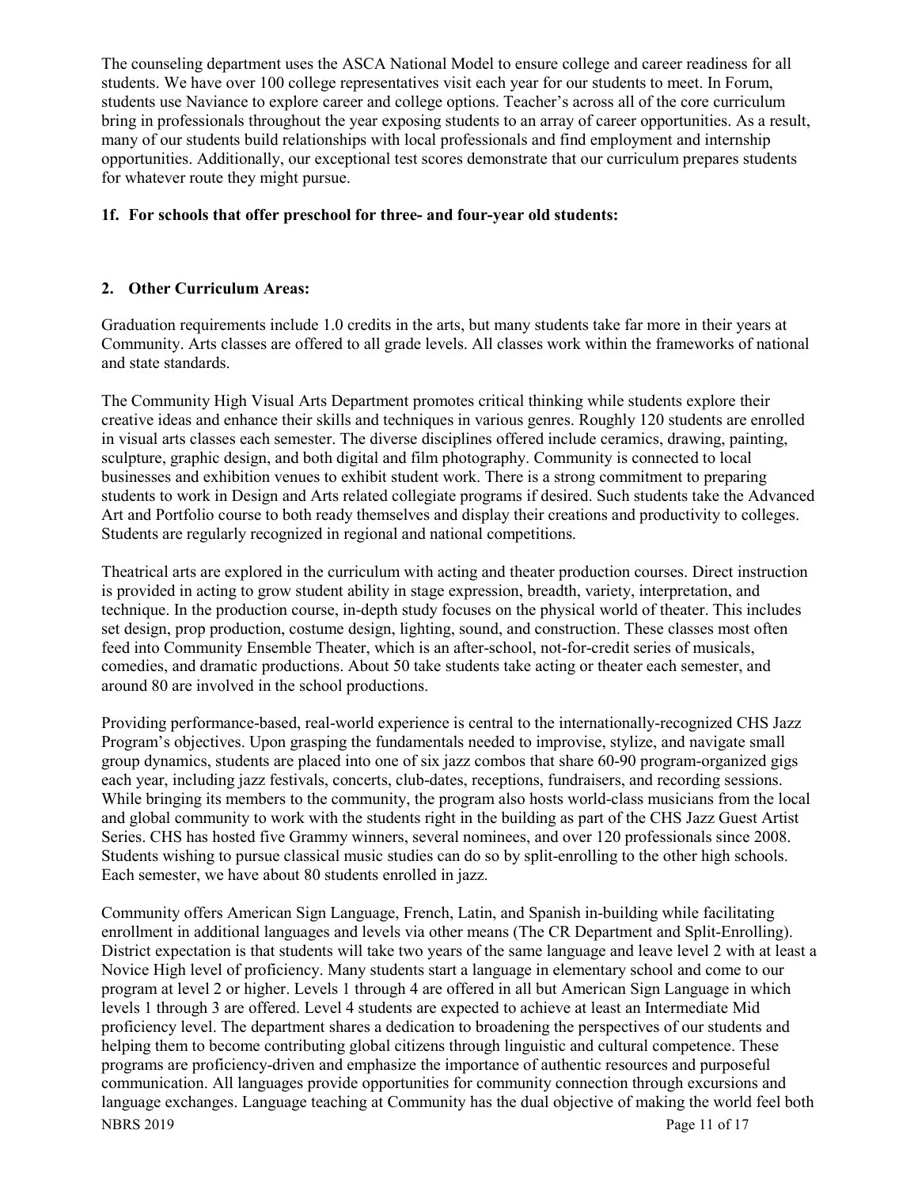The counseling department uses the ASCA National Model to ensure college and career readiness for all students. We have over 100 college representatives visit each year for our students to meet. In Forum, students use Naviance to explore career and college options. Teacher's across all of the core curriculum bring in professionals throughout the year exposing students to an array of career opportunities. As a result, many of our students build relationships with local professionals and find employment and internship opportunities. Additionally, our exceptional test scores demonstrate that our curriculum prepares students for whatever route they might pursue.

**1f. For schools that offer preschool for three- and four-year old students:**

**2. Other Curriculum Areas:**

Graduation requirements include 1.0 credits in the arts, but many students take far more in their years at Community. Arts classes are offered to all grade levels. All classes work within the frameworks of national and state standards.

The Community High Visual Arts Department promotes critical thinking while students explore their creative ideas and enhance their skills and techniques in various genres. Roughly 120 students are enrolled in visual arts classes each semester. The diverse disciplines offered include ceramics, drawing, painting, sculpture, graphic design, and both digital and film photography. Community is connected to local businesses and exhibition venues to exhibit student work. There is a strong commitment to preparing students to work in Design and Arts related collegiate programs if desired. Such students take the Advanced Art and Portfolio course to both ready themselves and display their creations and productivity to colleges. Students are regularly recognized in regional and national competitions.

Theatrical arts are explored in the curriculum with acting and theater production courses. Direct instruction is provided in acting to grow student ability in stage expression, breadth, variety, interpretation, and technique. In the production course, in-depth study focuses on the physical world of theater. This includes set design, prop production, costume design, lighting, sound, and construction. These classes most often feed into Community Ensemble Theater, which is an after-school, not-for-credit series of musicals, comedies, and dramatic productions. About 50 take students take acting or theater each semester, and around 80 are involved in the school productions.

Providing performance-based, real-world experience is central to the internationally-recognized CHS Jazz Program's objectives. Upon grasping the fundamentals needed to improvise, stylize, and navigate small group dynamics, students are placed into one of six jazz combos that share 60-90 program-organized gigs each year, including jazz festivals, concerts, club-dates, receptions, fundraisers, and recording sessions. While bringing its members to the community, the program also hosts world-class musicians from the local and global community to work with the students right in the building as part of the CHS Jazz Guest Artist Series. CHS has hosted five Grammy winners, several nominees, and over 120 professionals since 2008. Students wishing to pursue classical music studies can do so by split-enrolling to the other high schools. Each semester, we have about 80 students enrolled in jazz.

Community offers American Sign Language, French, Latin, and Spanish in-building while facilitating enrollment in additional languages and levels via other means (The CR Department and Split-Enrolling). District expectation is that students will take two years of the same language and leave level 2 with at least a Novice High level of proficiency. Many students start a language in elementary school and come to our program at level 2 or higher. Levels 1 through 4 are offered in all but American Sign Language in which levels 1 through 3 are offered. Level 4 students are expected to achieve at least an Intermediate Mid proficiency level. The department shares a dedication to broadening the perspectives of our students and helping them to become contributing global citizens through linguistic and cultural competence. These programs are proficiency-driven and emphasize the importance of authentic resources and purposeful communication. All languages provide opportunities for community connection through excursions and language exchanges. Language teaching at Community has the dual objective of making the world feel both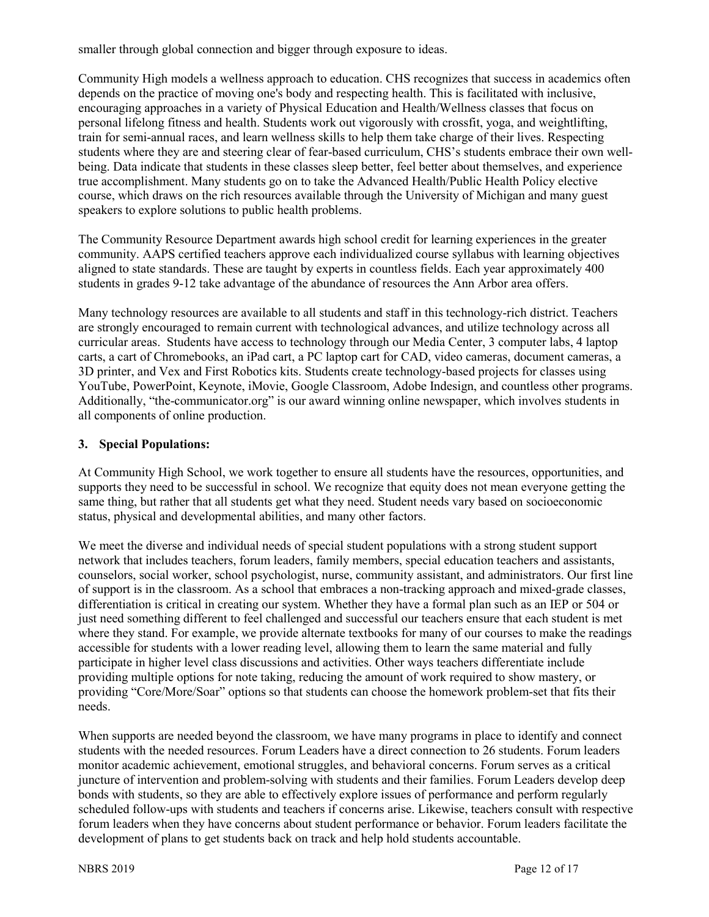smaller through global connection and bigger through exposure to ideas.

Community High models a wellness approach to education. CHS recognizes that success in academics often depends on the practice of moving one's body and respecting health. This is facilitated with inclusive, encouraging approaches in a variety of Physical Education and Health/Wellness classes that focus on personal lifelong fitness and health. Students work out vigorously with crossfit, yoga, and weightlifting, train for semi-annual races, and learn wellness skills to help them take charge of their lives. Respecting students where they are and steering clear of fear-based curriculum, CHS's students embrace their own well-being. Data indicate that students in these classes sleep better, feel better about themselves, and experience true accomplishment. Many students go on to take the Advanced Health/Public Health Policy elective course, which draws on the rich resources available through the University of Michigan and many guest speakers to explore solutions to public health problems.

The Community Resource Department awards high school credit for learning experiences in the greater community. AAPS certified teachers approve each individualized course syllabus with learning objectives aligned to state standards. These are taught by experts in countless fields. Each year approximately 400 students in grades 9-12 take advantage of the abundance of resources the Ann Arbor area offers.

Many technology resources are available to all students and staff in this technology-rich district. Teachers are strongly encouraged to remain current with technological advances, and utilize technology across all curricular areas. Students have access to technology through our Media Center, 3 computer labs, 4 laptop carts, a cart of Chromebooks, an iPad cart, a PC laptop cart for CAD, video cameras, document cameras, a 3D printer, and Vex and First Robotics kits. Students create technology-based projects for classes using YouTube, PowerPoint, Keynote, iMovie, Google Classroom, Adobe Indesign, and countless other programs. Additionally, "the-communicator.org" is our award winning online newspaper, which involves students in all components of online production.

### 3. Special Populations:

At Community High School, we work together to ensure all students have the resources, opportunities, and supports they need to be successful in school. We recognize that equity does not mean everyone getting the same thing, but rather that all students get what they need. Student needs vary based on socioeconomic status, physical and developmental abilities, and many other factors.

We meet the diverse and individual needs of special student populations with a strong student support network that includes teachers, forum leaders, family members, special education teachers and assistants, counselors, social worker, school psychologist, nurse, community assistant, and administrators. Our first line of support is in the classroom. As a school that embraces a non-tracking approach and mixed-grade classes, differentiation is critical in creating our system. Whether they have a formal plan such as an IEP or 504 or just need something different to feel challenged and successful our teachers ensure that each student is met where they stand. For example, we provide alternate textbooks for many of our courses to make the readings accessible for students with a lower reading level, allowing them to learn the same material and fully participate in higher level class discussions and activities. Other ways teachers differentiate include providing multiple options for note taking, reducing the amount of work required to show mastery, or providing "Core/More/Soar" options so that students can choose the homework problem-set that fits their needs.

When supports are needed beyond the classroom, we have many programs in place to identify and connect students with the needed resources. Forum Leaders have a direct connection to 26 students. Forum leaders monitor academic achievement, emotional struggles, and behavioral concerns. Forum serves as a critical juncture of intervention and problem-solving with students and their families. Forum Leaders develop deep bonds with students, so they are able to effectively explore issues of performance and perform regularly scheduled follow-ups with students and teachers if concerns arise. Likewise, teachers consult with respective forum leaders when they have concerns about student performance or behavior. Forum leaders facilitate the development of plans to get students back on track and help hold students accountable.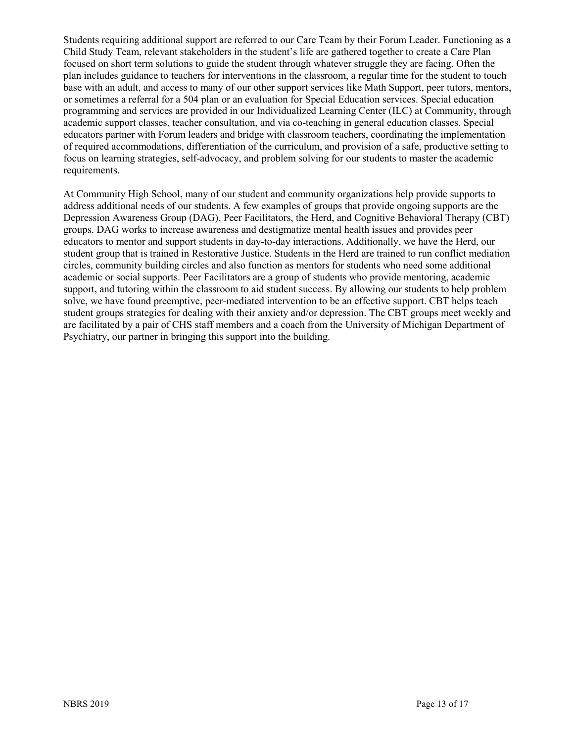Students requiring additional support are referred to our Care Team by their Forum Leader. Functioning as a Child Study Team, relevant stakeholders in the student's life are gathered together to create a Care Plan focused on short term solutions to guide the student through whatever struggle they are facing. Often the plan includes guidance to teachers for interventions in the classroom, a regular time for the student to touch base with an adult, and access to many of our other support services like Math Support, peer tutors, mentors, or sometimes a referral for a 504 plan or an evaluation for Special Education services. Special education programming and services are provided in our Individualized Learning Center (ILC) at Community, through academic support classes, teacher consultation, and via co-teaching in general education classes. Special educators partner with Forum leaders and bridge with classroom teachers, coordinating the implementation of required accommodations, differentiation of the curriculum, and provision of a safe, productive setting to focus on learning strategies, self-advocacy, and problem solving for our students to master the academic requirements.

At Community High School, many of our student and community organizations help provide supports to address additional needs of our students. A few examples of groups that provide ongoing supports are the Depression Awareness Group (DAG), Peer Facilitators, the Herd, and Cognitive Behavioral Therapy (CBT) groups. DAG works to increase awareness and destigmatize mental health issues and provides peer educators to mentor and support students in day-to-day interactions. Additionally, we have the Herd, our student group that is trained in Restorative Justice. Students in the Herd are trained to run conflict mediation circles, community building circles and also function as mentors for students who need some additional academic or social supports. Peer Facilitators are a group of students who provide mentoring, academic support, and tutoring within the classroom to aid student success. By allowing our students to help problem solve, we have found preemptive, peer-mediated intervention to be an effective support. CBT helps teach student groups strategies for dealing with their anxiety and/or depression. The CBT groups meet weekly and are facilitated by a pair of CHS staff members and a coach from the University of Michigan Department of Psychiatry, our partner in bringing this support into the building.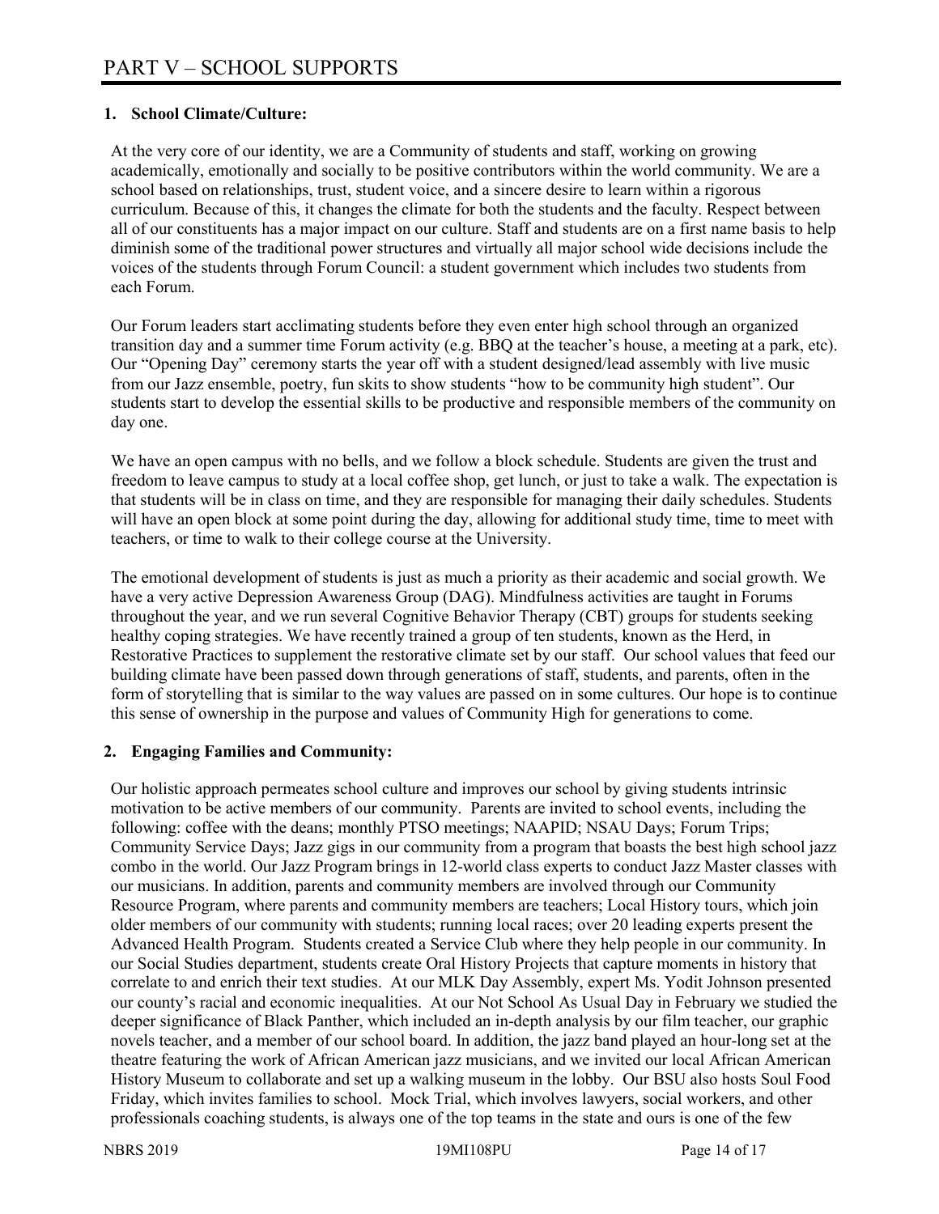# PART V – SCHOOL SUPPORTS

## 1. School Climate/Culture:

At the very core of our identity, we are a Community of students and staff, working on growing academically, emotionally and socially to be positive contributors within the world community. We are a school based on relationships, trust, student voice, and a sincere desire to learn within a rigorous curriculum. Because of this, it changes the climate for both the students and the faculty. Respect between all of our constituents has a major impact on our culture. Staff and students are on a first name basis to help diminish some of the traditional power structures and virtually all major school wide decisions include the voices of the students through Forum Council: a student government which includes two students from each Forum.

Our Forum leaders start acclimating students before they even enter high school through an organized transition day and a summer time Forum activity (e.g. BBQ at the teacher's house, a meeting at a park, etc). Our "Opening Day" ceremony starts the year off with a student designed/lead assembly with live music from our Jazz ensemble, poetry, fun skits to show students "how to be community high student". Our students start to develop the essential skills to be productive and responsible members of the community on day one.

We have an open campus with no bells, and we follow a block schedule. Students are given the trust and freedom to leave campus to study at a local coffee shop, get lunch, or just to take a walk. The expectation is that students will be in class on time, and they are responsible for managing their daily schedules. Students will have an open block at some point during the day, allowing for additional study time, time to meet with teachers, or time to walk to their college course at the University.

The emotional development of students is just as much a priority as their academic and social growth. We have a very active Depression Awareness Group (DAG). Mindfulness activities are taught in Forums throughout the year, and we run several Cognitive Behavior Therapy (CBT) groups for students seeking healthy coping strategies. We have recently trained a group of ten students, known as the Herd, in Restorative Practices to supplement the restorative climate set by our staff. Our school values that feed our building climate have been passed down through generations of staff, students, and parents, often in the form of storytelling that is similar to the way values are passed on in some cultures. Our hope is to continue this sense of ownership in the purpose and values of Community High for generations to come.

## 2. Engaging Families and Community:

Our holistic approach permeates school culture and improves our school by giving students intrinsic motivation to be active members of our community. Parents are invited to school events, including the following: coffee with the deans; monthly PTSO meetings; NAAPID; NSAU Days; Forum Trips; Community Service Days; Jazz gigs in our community from a program that boasts the best high school jazz combo in the world. Our Jazz Program brings in 12-world class experts to conduct Jazz Master classes with our musicians. In addition, parents and community members are involved through our Community Resource Program, where parents and community members are teachers; Local History tours, which join older members of our community with students; running local races; over 20 leading experts present the Advanced Health Program. Students created a Service Club where they help people in our community. In our Social Studies department, students create Oral History Projects that capture moments in history that correlate to and enrich their text studies. At our MLK Day Assembly, expert Ms. Yodit Johnson presented our county's racial and economic inequalities. At our Not School As Usual Day in February we studied the deeper significance of Black Panther, which included an in-depth analysis by our film teacher, our graphic novels teacher, and a member of our school board. In addition, the jazz band played an hour-long set at the theatre featuring the work of African American jazz musicians, and we invited our local African American History Museum to collaborate and set up a walking museum in the lobby. Our BSU also hosts Soul Food Friday, which invites families to school. Mock Trial, which involves lawyers, social workers, and other professionals coaching students, is always one of the top teams in the state and ours is one of the few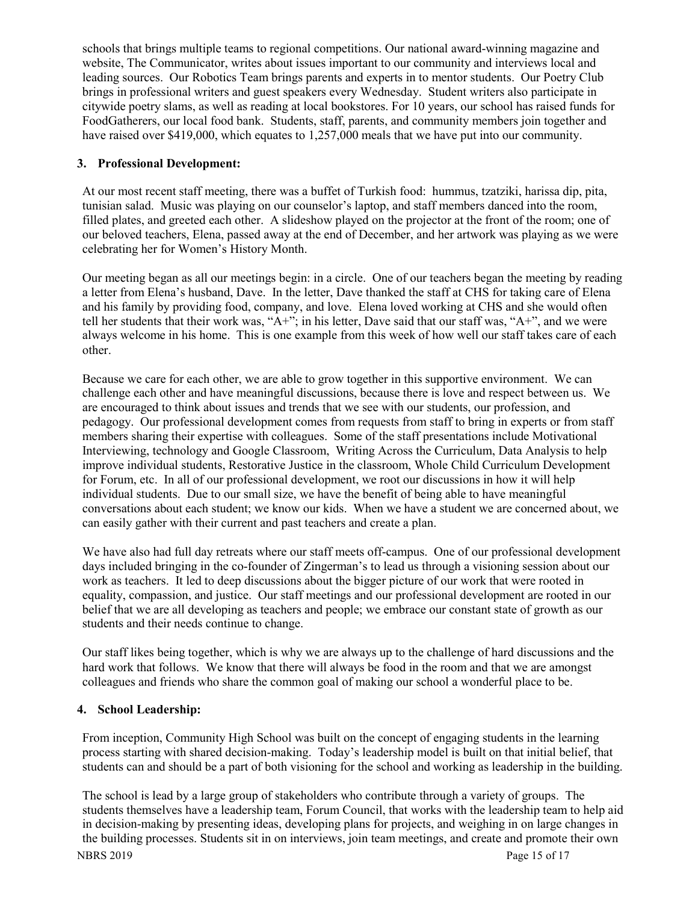schools that brings multiple teams to regional competitions. Our national award-winning magazine and website, The Communicator, writes about issues important to our community and interviews local and leading sources. Our Robotics Team brings parents and experts in to mentor students. Our Poetry Club brings in professional writers and guest speakers every Wednesday. Student writers also participate in citywide poetry slams, as well as reading at local bookstores. For 10 years, our school has raised funds for FoodGatherers, our local food bank. Students, staff, parents, and community members join together and have raised over $419,000, which equates to 1,257,000 meals that we have put into our community.

## 3. Professional Development:

At our most recent staff meeting, there was a buffet of Turkish food: hummus, tzatziki, harissa dip, pita, tunisian salad. Music was playing on our counselor's laptop, and staff members danced into the room, filled plates, and greeted each other. A slideshow played on the projector at the front of the room; one of our beloved teachers, Elena, passed away at the end of December, and her artwork was playing as we were celebrating her for Women's History Month.

Our meeting began as all our meetings begin: in a circle. One of our teachers began the meeting by reading a letter from Elena's husband, Dave. In the letter, Dave thanked the staff at CHS for taking care of Elena and his family by providing food, company, and love. Elena loved working at CHS and she would often tell her students that their work was, "A+"; in his letter, Dave said that our staff was, "A+", and we were always welcome in his home. This is one example from this week of how well our staff takes care of each other.

Because we care for each other, we are able to grow together in this supportive environment. We can challenge each other and have meaningful discussions, because there is love and respect between us. We are encouraged to think about issues and trends that we see with our students, our profession, and pedagogy. Our professional development comes from requests from staff to bring in experts or from staff members sharing their expertise with colleagues. Some of the staff presentations include Motivational Interviewing, technology and Google Classroom, Writing Across the Curriculum, Data Analysis to help improve individual students, Restorative Justice in the classroom, Whole Child Curriculum Development for Forum, etc. In all of our professional development, we root our discussions in how it will help individual students. Due to our small size, we have the benefit of being able to have meaningful conversations about each student; we know our kids. When we have a student we are concerned about, we can easily gather with their current and past teachers and create a plan.

We have also had full day retreats where our staff meets off-campus. One of our professional development days included bringing in the co-founder of Zingerman's to lead us through a visioning session about our work as teachers. It led to deep discussions about the bigger picture of our work that were rooted in equality, compassion, and justice. Our staff meetings and our professional development are rooted in our belief that we are all developing as teachers and people; we embrace our constant state of growth as our students and their needs continue to change.

Our staff likes being together, which is why we are always up to the challenge of hard discussions and the hard work that follows. We know that there will always be food in the room and that we are amongst colleagues and friends who share the common goal of making our school a wonderful place to be.

## 4. School Leadership:

From inception, Community High School was built on the concept of engaging students in the learning process starting with shared decision-making. Today's leadership model is built on that initial belief, that students can and should be a part of both visioning for the school and working as leadership in the building.

The school is lead by a large group of stakeholders who contribute through a variety of groups. The students themselves have a leadership team, Forum Council, that works with the leadership team to help aid in decision-making by presenting ideas, developing plans for projects, and weighing in on large changes in the building processes. Students sit in on interviews, join team meetings, and create and promote their own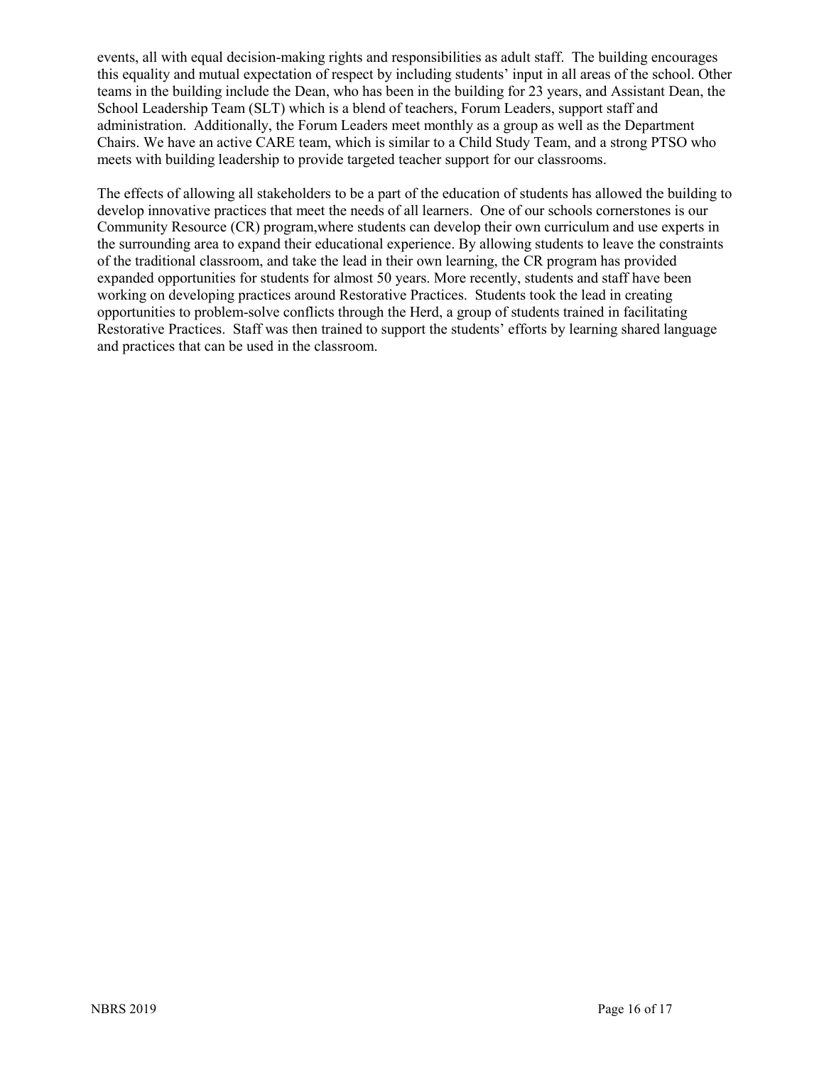events, all with equal decision-making rights and responsibilities as adult staff. The building encourages this equality and mutual expectation of respect by including students' input in all areas of the school. Other teams in the building include the Dean, who has been in the building for 23 years, and Assistant Dean, the School Leadership Team (SLT) which is a blend of teachers, Forum Leaders, support staff and administration. Additionally, the Forum Leaders meet monthly as a group as well as the Department Chairs. We have an active CARE team, which is similar to a Child Study Team, and a strong PTSO who meets with building leadership to provide targeted teacher support for our classrooms.

The effects of allowing all stakeholders to be a part of the education of students has allowed the building to develop innovative practices that meet the needs of all learners. One of our schools cornerstones is our Community Resource (CR) program,where students can develop their own curriculum and use experts in the surrounding area to expand their educational experience. By allowing students to leave the constraints of the traditional classroom, and take the lead in their own learning, the CR program has provided expanded opportunities for students for almost 50 years. More recently, students and staff have been working on developing practices around Restorative Practices. Students took the lead in creating opportunities to problem-solve conflicts through the Herd, a group of students trained in facilitating Restorative Practices. Staff was then trained to support the students' efforts by learning shared language and practices that can be used in the classroom.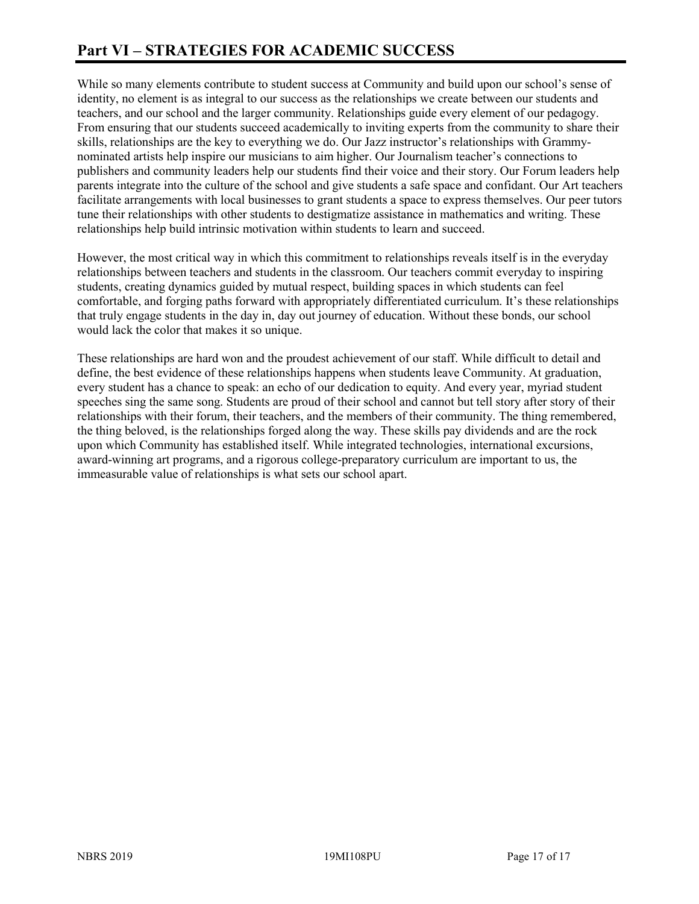## Part VI – STRATEGIES FOR ACADEMIC SUCCESS

While so many elements contribute to student success at Community and build upon our school's sense of identity, no element is as integral to our success as the relationships we create between our students and teachers, and our school and the larger community. Relationships guide every element of our pedagogy. From ensuring that our students succeed academically to inviting experts from the community to share their skills, relationships are the key to everything we do. Our Jazz instructor's relationships with Grammy-nominated artists help inspire our musicians to aim higher. Our Journalism teacher's connections to publishers and community leaders help our students find their voice and their story. Our Forum leaders help parents integrate into the culture of the school and give students a safe space and confidant. Our Art teachers facilitate arrangements with local businesses to grant students a space to express themselves. Our peer tutors tune their relationships with other students to destigmatize assistance in mathematics and writing. These relationships help build intrinsic motivation within students to learn and succeed.

However, the most critical way in which this commitment to relationships reveals itself is in the everyday relationships between teachers and students in the classroom. Our teachers commit everyday to inspiring students, creating dynamics guided by mutual respect, building spaces in which students can feel comfortable, and forging paths forward with appropriately differentiated curriculum. It's these relationships that truly engage students in the day in, day out journey of education. Without these bonds, our school would lack the color that makes it so unique.

These relationships are hard won and the proudest achievement of our staff. While difficult to detail and define, the best evidence of these relationships happens when students leave Community. At graduation, every student has a chance to speak: an echo of our dedication to equity. And every year, myriad student speeches sing the same song. Students are proud of their school and cannot but tell story after story of their relationships with their forum, their teachers, and the members of their community. The thing remembered, the thing beloved, is the relationships forged along the way. These skills pay dividends and are the rock upon which Community has established itself. While integrated technologies, international excursions, award-winning art programs, and a rigorous college-preparatory curriculum are important to us, the immeasurable value of relationships is what sets our school apart.